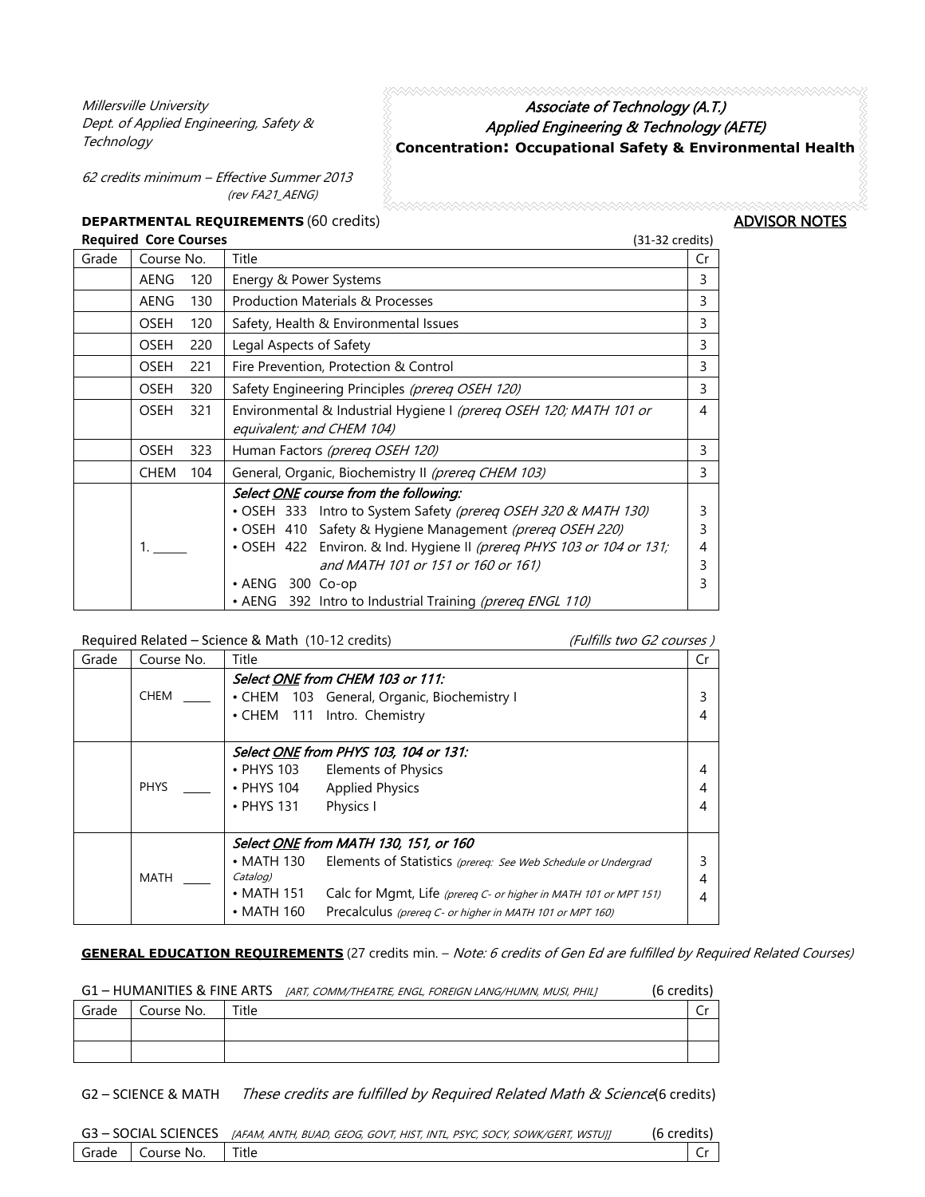Millersville University
Dept. of Applied Engineering, Safety & Technology

*62 credits minimum – Effective Summer 2013*
*(rev FA21_AENG)*

# Associate of Technology (A.T.)
## Applied Engineering & Technology (AETE)
**Concentration: Occupational Safety & Environmental Health**

**ADVISOR NOTES**

**DEPARTMENTAL REQUIREMENTS** (60 credits)

**Required Core Courses** (31-32 credits)

| Grade | Course No. | Title | Cr |
|---|---|---|---|
| | AENG 120 | Energy & Power Systems | 3 |
| | AENG 130 | Production Materials & Processes | 3 |
| | OSEH 120 | Safety, Health & Environmental Issues | 3 |
| | OSEH 220 | Legal Aspects of Safety | 3 |
| | OSEH 221 | Fire Prevention, Protection & Control | 3 |
| | OSEH 320 | Safety Engineering Principles *(prereq OSEH 120)* | 3 |
| | OSEH 321 | Environmental & Industrial Hygiene I *(prereq OSEH 120; MATH 101 or equivalent; and CHEM 104)* | 4 |
| | OSEH 323 | Human Factors *(prereq OSEH 120)* | 3 |
| | CHEM 104 | General, Organic, Biochemistry II *(prereq CHEM 103)* | 3 |
| | 1. ______ | *Select ONE course from the following:*<br>• OSEH 333 Intro to System Safety *(prereq OSEH 320 & MATH 130)*<br>• OSEH 410 Safety & Hygiene Management *(prereq OSEH 220)*<br>• OSEH 422 Environ. & Ind. Hygiene II *(prereq PHYS 103 or 104 or 131; and MATH 101 or 151 or 160 or 161)*<br>• AENG 300 Co-op<br>• AENG 392 Intro to Industrial Training *(prereq ENGL 110)* | <br>3<br>3<br>4<br>3<br>3 |

Required Related – Science & Math (10-12 credits) *(Fulfills two G2 courses)*

| Grade | Course No. | Title | Cr |
|---|---|---|---|
| | CHEM ____ | *Select ONE from CHEM 103 or 111:*<br>• CHEM 103 General, Organic, Biochemistry I<br>• CHEM 111 Intro. Chemistry | <br>3<br>4 |
| | PHYS ____ | *Select ONE from PHYS 103, 104 or 131:*<br>• PHYS 103 Elements of Physics<br>• PHYS 104 Applied Physics<br>• PHYS 131 Physics I | <br>4<br>4<br>4 |
| | MATH ____ | *Select ONE from MATH 130, 151, or 160*<br>• MATH 130 Elements of Statistics *(prereq: See Web Schedule or Undergrad Catalog)*<br>• MATH 151 Calc for Mgmt, Life *(prereq C- or higher in MATH 101 or MPT 151)*<br>• MATH 160 Precalculus *(prereq C- or higher in MATH 101 or MPT 160)* | <br>3<br>4<br>4 |

**GENERAL EDUCATION REQUIREMENTS** (27 credits min. – *Note: 6 credits of Gen Ed are fulfilled by Required Related Courses)*

G1 – HUMANITIES & FINE ARTS *[ART, COMM/THEATRE, ENGL, FOREIGN LANG/HUMN, MUSI, PHIL]* (6 credits)

| Grade | Course No. | Title | Cr |
|---|---|---|---|
| | | | |
| | | | |

G2 – SCIENCE & MATH *These credits are fulfilled by Required Related Math & Science* (6 credits)

G3 – SOCIAL SCIENCES *[AFAM, ANTH, BUAD, GEOG, GOVT, HIST, INTL, PSYC, SOCY, SOWK/GERT, WSTU]]* (6 credits)

| Grade | Course No. | Title | Cr |
|---|---|---|---|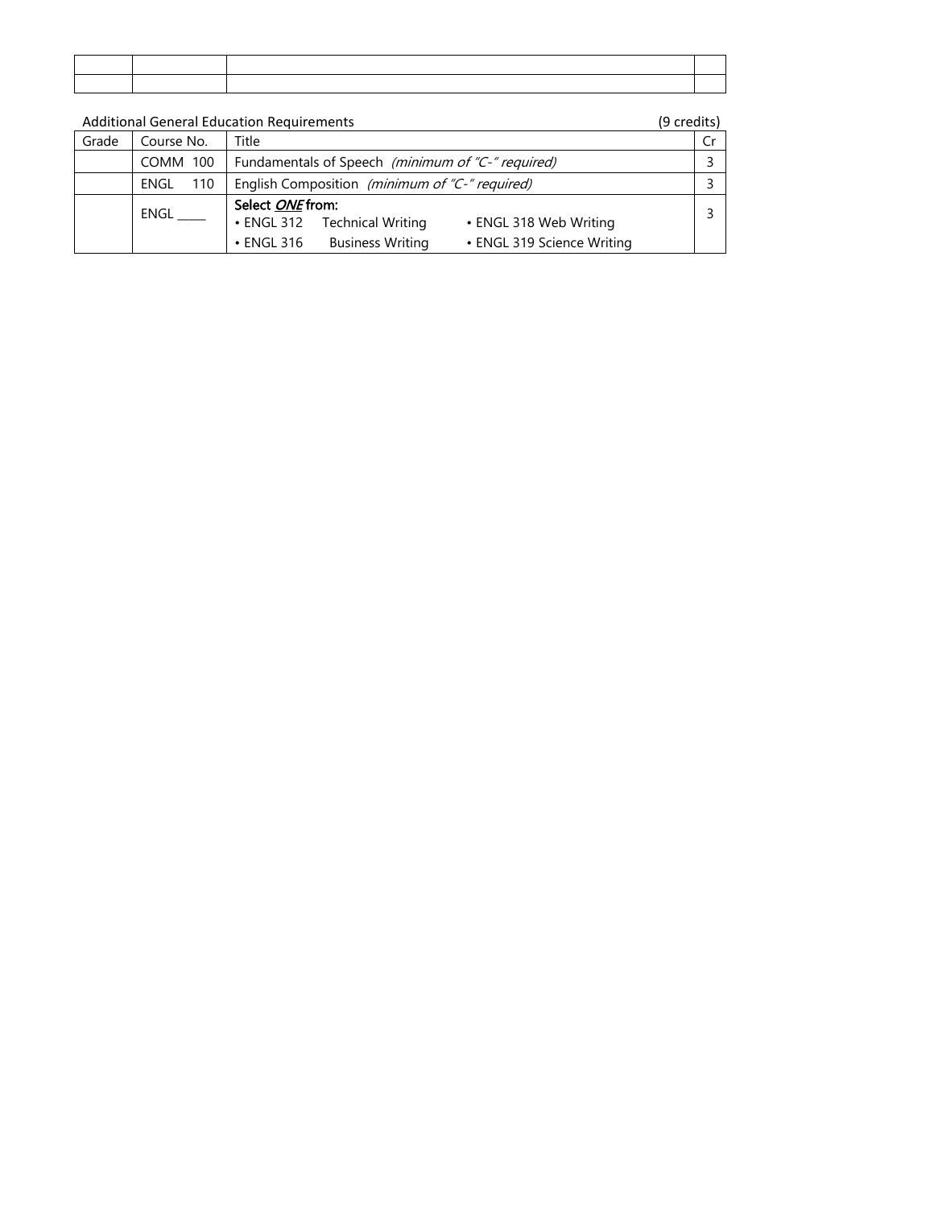| | | | |
|---|---|---|---|
| | | | |
| | | | |

Additional General Education Requirements (9 credits)

| Grade | Course No. | Title | Cr |
|---|---|---|---|
| | COMM 100 | Fundamentals of Speech *(minimum of "C-" required)* | 3 |
| | ENGL 110 | English Composition *(minimum of "C-" required)* | 3 |
| | ENGL ____ | Select ***ONE*** from:<br>• ENGL 312 Technical Writing • ENGL 318 Web Writing<br>• ENGL 316 Business Writing • ENGL 319 Science Writing | 3 |